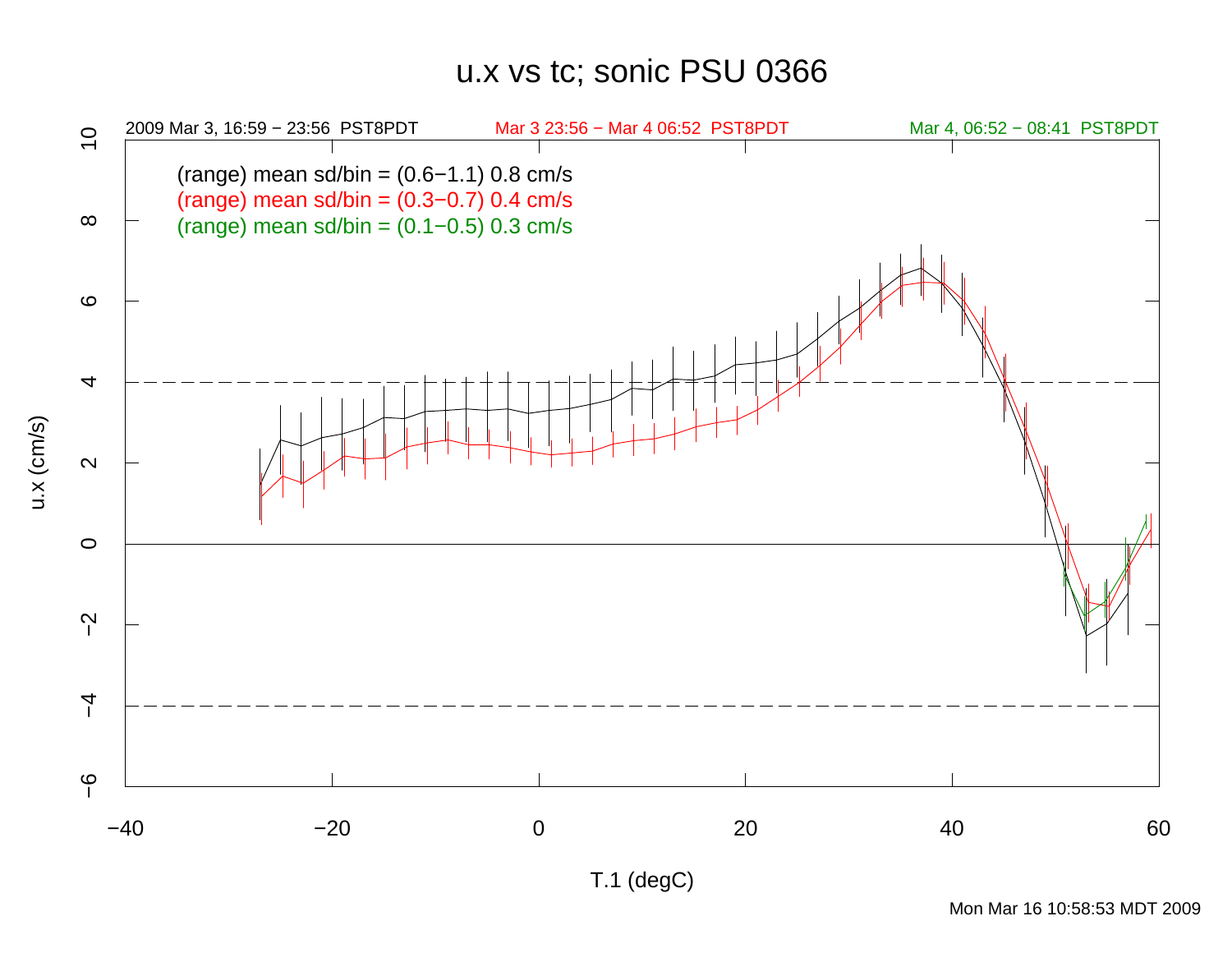# u.x vs tc; sonic PSU 0366

2009 Mar 3, 16:59 − 23:56 PST8PDT

Mar 3 23:56 − Mar 4 06:52 PST8PDT

Mar 4, 06:52 − 08:41 PST8PDT

(range) mean sd/bin = (0.6−1.1) 0.8 cm/s

(range) mean sd/bin = (0.3−0.7) 0.4 cm/s

(range) mean sd/bin = (0.1−0.5) 0.3 cm/s

u.x (cm/s)

10
8
6
4
2
0
−2
−4
−6

−40
−20
0
20
40
60

T.1 (degC)

Mon Mar 16 10:58:53 MDT 2009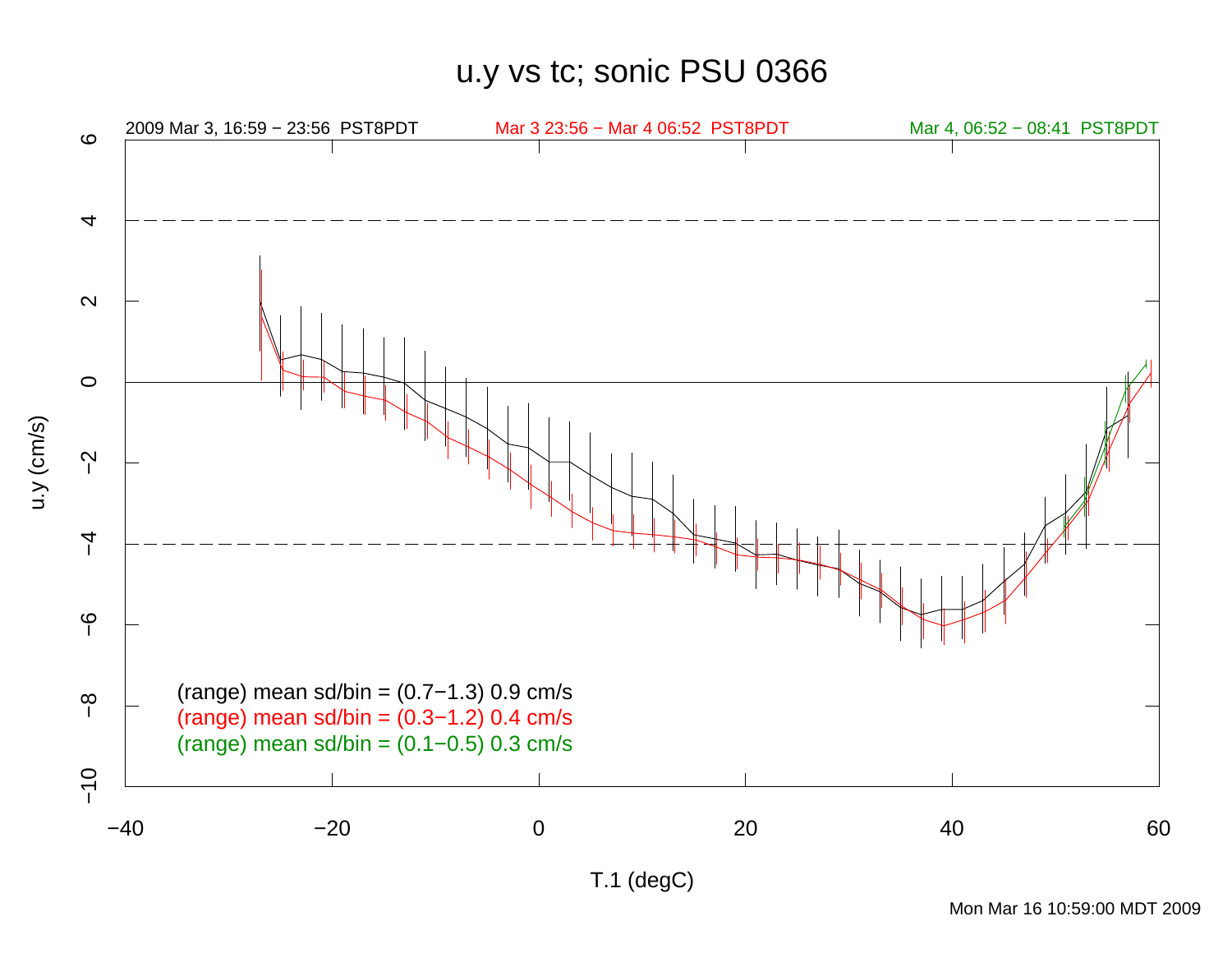u.y vs tc; sonic PSU 0366

2009 Mar 3, 16:59 − 23:56 PST8PDT

Mar 3 23:56 − Mar 4 06:52 PST8PDT

Mar 4, 06:52 − 08:41 PST8PDT

u.y (cm/s)

6
4
2
0
−2
−4
−6
−8
−10

−40
−20
0
20
40
60

T.1 (degC)

(range) mean sd/bin = (0.7−1.3) 0.9 cm/s

(range) mean sd/bin = (0.3−1.2) 0.4 cm/s

(range) mean sd/bin = (0.1−0.5) 0.3 cm/s

Mon Mar 16 10:59:00 MDT 2009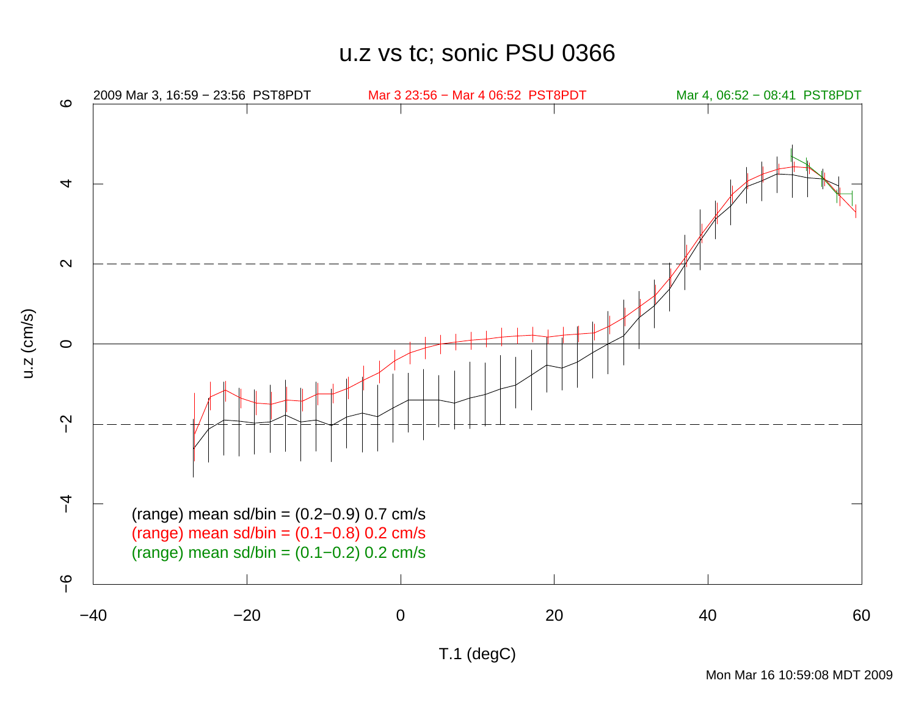u.z vs tc; sonic PSU 0366

2009 Mar 3, 16:59 − 23:56 PST8PDT

Mar 3 23:56 − Mar 4 06:52 PST8PDT

Mar 4, 06:52 − 08:41 PST8PDT

u.z (cm/s)

6

4

2

0

−2

−4

−6

T.1 (degC)

−40

−20

0

20

40

60

(range) mean sd/bin = (0.2−0.9) 0.7 cm/s

(range) mean sd/bin = (0.1−0.8) 0.2 cm/s

(range) mean sd/bin = (0.1−0.2) 0.2 cm/s

Mon Mar 16 10:59:08 MDT 2009